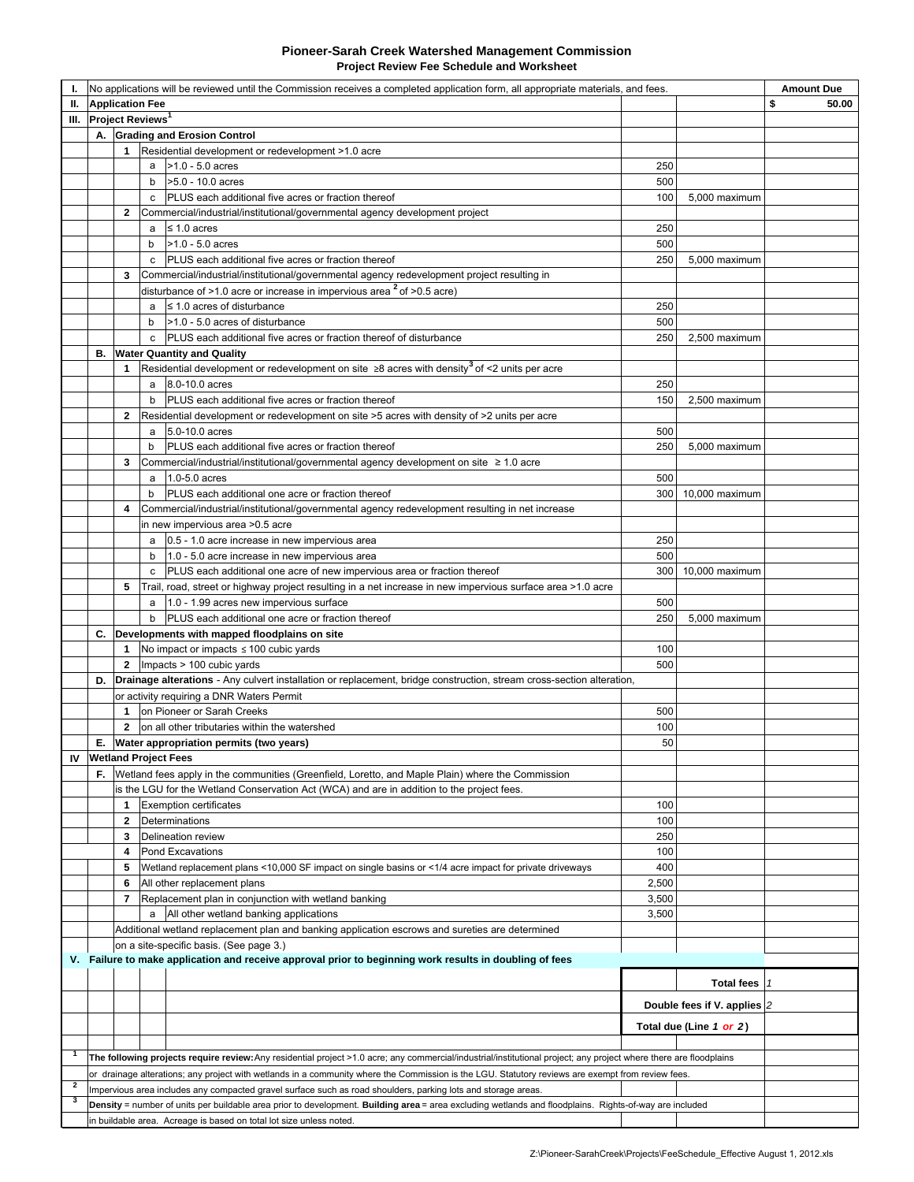# Pioneer-Sarah Creek Watershed Management Commission

## Project Review Fee Schedule and Worksheet

| | | | | | Fee | Maximum | Amount Due |
|---|---|---|---|---|---|---|---|
| I. | No applications will be reviewed until the Commission receives a completed application form, all appropriate materials, and fees. | | | | | | |
| II. | **Application Fee** | | | | | | $ 50.00 |
| III. | **Project Reviews**[1] | | | | | | |
| | A. | **Grading and Erosion Control** | | | | | |
| | | 1 | Residential development or redevelopment >1.0 acre | | | | |
| | | | a | >1.0 - 5.0 acres | 250 | | |
| | | | b | >5.0 - 10.0 acres | 500 | | |
| | | | c | PLUS each additional five acres or fraction thereof | 100 | 5,000 maximum | |
| | | 2 | Commercial/industrial/institutional/governmental agency development project | | | | |
| | | | a | ≤ 1.0 acres | 250 | | |
| | | | b | >1.0 - 5.0 acres | 500 | | |
| | | | c | PLUS each additional five acres or fraction thereof | 250 | 5,000 maximum | |
| | | 3 | Commercial/industrial/institutional/governmental agency redevelopment project resulting in disturbance of >1.0 acre or increase in impervious area[2] of >0.5 acre) | | | | |
| | | | a | ≤ 1.0 acres of disturbance | 250 | | |
| | | | b | >1.0 - 5.0 acres of disturbance | 500 | | |
| | | | c | PLUS each additional five acres or fraction thereof of disturbance | 250 | 2,500 maximum | |
| | B. | **Water Quantity and Quality** | | | | | |
| | | 1 | Residential development or redevelopment on site ≥8 acres with density[3] of <2 units per acre | | | | |
| | | | a | 8.0-10.0 acres | 250 | | |
| | | | b | PLUS each additional five acres or fraction thereof | 150 | 2,500 maximum | |
| | | 2 | Residential development or redevelopment on site >5 acres with density of >2 units per acre | | | | |
| | | | a | 5.0-10.0 acres | 500 | | |
| | | | b | PLUS each additional five acres or fraction thereof | 250 | 5,000 maximum | |
| | | 3 | Commercial/industrial/institutional/governmental agency development on site ≥ 1.0 acre | | | | |
| | | | a | 1.0-5.0 acres | 500 | | |
| | | | b | PLUS each additional one acre or fraction thereof | 300 | 10,000 maximum | |
| | | 4 | Commercial/industrial/institutional/governmental agency redevelopment resulting in net increase in new impervious area >0.5 acre | | | | |
| | | | a | 0.5 - 1.0 acre increase in new impervious area | 250 | | |
| | | | b | 1.0 - 5.0 acre increase in new impervious area | 500 | | |
| | | | c | PLUS each additional one acre of new impervious area or fraction thereof | 300 | 10,000 maximum | |
| | | 5 | Trail, road, street or highway project resulting in a net increase in new impervious surface area >1.0 acre | | | | |
| | | | a | 1.0 - 1.99 acres new impervious surface | 500 | | |
| | | | b | PLUS each additional one acre or fraction thereof | 250 | 5,000 maximum | |
| | C. | **Developments with mapped floodplains on site** | | | | | |
| | | 1 | No impact or impacts ≤ 100 cubic yards | | 100 | | |
| | | 2 | Impacts > 100 cubic yards | | 500 | | |
| | D. | **Drainage alterations** - Any culvert installation or replacement, bridge construction, stream cross-section alteration, or activity requiring a DNR Waters Permit | | | | | |
| | | 1 | on Pioneer or Sarah Creeks | | 500 | | |
| | | 2 | on all other tributaries within the watershed | | 100 | | |
| | E. | **Water appropriation permits (two years)** | | | 50 | | |
| IV | **Wetland Project Fees** | | | | | | |
| | F. | Wetland fees apply in the communities (Greenfield, Loretto, and Maple Plain) where the Commission is the LGU for the Wetland Conservation Act (WCA) and are in addition to the project fees. | | | | | |
| | | 1 | Exemption certificates | | 100 | | |
| | | 2 | Determinations | | 100 | | |
| | | 3 | Delineation review | | 250 | | |
| | | 4 | Pond Excavations | | 100 | | |
| | | 5 | Wetland replacement plans <10,000 SF impact on single basins or <1/4 acre impact for private driveways | | 400 | | |
| | | 6 | All other replacement plans | | 2,500 | | |
| | | 7 | Replacement plan in conjunction with wetland banking | | 3,500 | | |
| | | | a | All other wetland banking applications | 3,500 | | |
| | | Additional wetland replacement plan and banking application escrows and sureties are determined on a site-specific basis. (See page 3.) | | | | | |
| V. | **Failure to make application and receive approval prior to beginning work results in doubling of fees** | | | | | | |
| | | | | | | **Total fees** | *1* |
| | | | | | | **Double fees if V. applies** | *2* |
| | | | | | | **Total due (Line *1* or *2*)** | |

[1] **The following projects require review:** Any residential project >1.0 acre; any commercial/industrial/institutional project; any project where there are floodplains or drainage alterations; any project with wetlands in a community where the Commission is the LGU. Statutory reviews are exempt from review fees.

[2] Impervious area includes any compacted gravel surface such as road shoulders, parking lots and storage areas.

[3] **Density** = number of units per buildable area prior to development. **Building area** = area excluding wetlands and floodplains. Rights-of-way are included in buildable area. Acreage is based on total lot size unless noted.

Z:\Pioneer-SarahCreek\Projects\FeeSchedule_Effective August 1, 2012.xls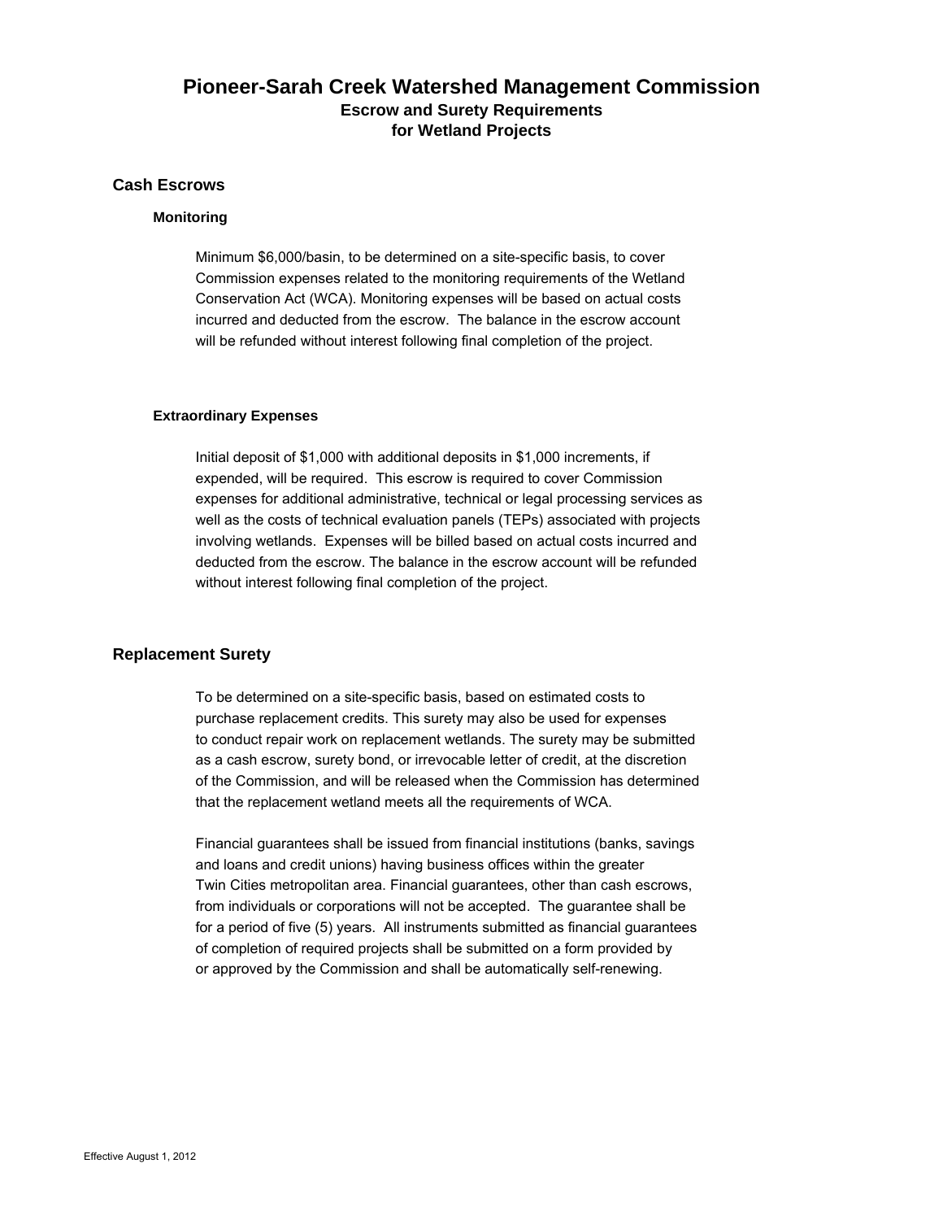# Pioneer-Sarah Creek Watershed Management Commission

## Escrow and Surety Requirements for Wetland Projects

## Cash Escrows

### Monitoring

Minimum $6,000/basin, to be determined on a site-specific basis, to cover Commission expenses related to the monitoring requirements of the Wetland Conservation Act (WCA). Monitoring expenses will be based on actual costs incurred and deducted from the escrow. The balance in the escrow account will be refunded without interest following final completion of the project.

### Extraordinary Expenses

Initial deposit of $1,000 with additional deposits in $1,000 increments, if expended, will be required. This escrow is required to cover Commission expenses for additional administrative, technical or legal processing services as well as the costs of technical evaluation panels (TEPs) associated with projects involving wetlands. Expenses will be billed based on actual costs incurred and deducted from the escrow. The balance in the escrow account will be refunded without interest following final completion of the project.

## Replacement Surety

To be determined on a site-specific basis, based on estimated costs to purchase replacement credits. This surety may also be used for expenses to conduct repair work on replacement wetlands. The surety may be submitted as a cash escrow, surety bond, or irrevocable letter of credit, at the discretion of the Commission, and will be released when the Commission has determined that the replacement wetland meets all the requirements of WCA.

Financial guarantees shall be issued from financial institutions (banks, savings and loans and credit unions) having business offices within the greater Twin Cities metropolitan area. Financial guarantees, other than cash escrows, from individuals or corporations will not be accepted. The guarantee shall be for a period of five (5) years. All instruments submitted as financial guarantees of completion of required projects shall be submitted on a form provided by or approved by the Commission and shall be automatically self-renewing.

Effective August 1, 2012